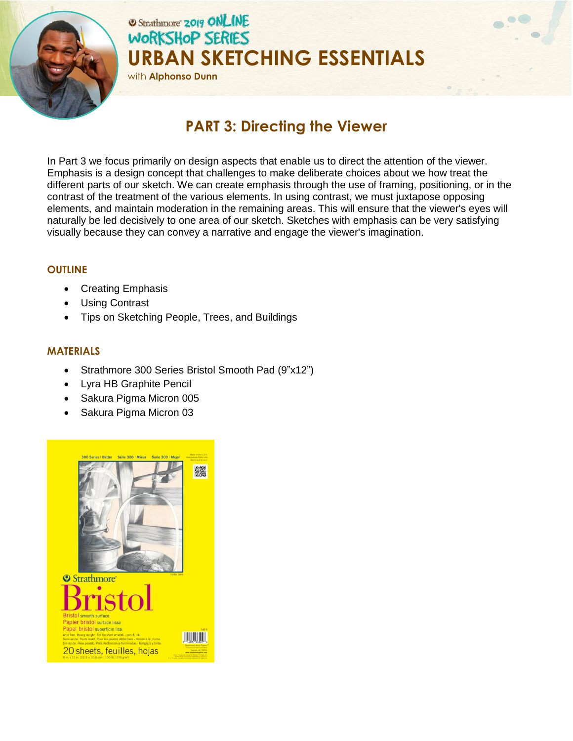Strathmore 2019 ONLINE WORKSHOP SERIES

# URBAN SKETCHING ESSENTIALS

with **Alphonso Dunn**

## PART 3: Directing the Viewer

In Part 3 we focus primarily on design aspects that enable us to direct the attention of the viewer. Emphasis is a design concept that challenges to make deliberate choices about we how treat the different parts of our sketch. We can create emphasis through the use of framing, positioning, or in the contrast of the treatment of the various elements. In using contrast, we must juxtapose opposing elements, and maintain moderation in the remaining areas. This will ensure that the viewer's eyes will naturally be led decisively to one area of our sketch. Sketches with emphasis can be very satisfying visually because they can convey a narrative and engage the viewer's imagination.

### OUTLINE

- Creating Emphasis
- Using Contrast
- Tips on Sketching People, Trees, and Buildings

### MATERIALS

- Strathmore 300 Series Bristol Smooth Pad (9"x12")
- Lyra HB Graphite Pencil
- Sakura Pigma Micron 005
- Sakura Pigma Micron 03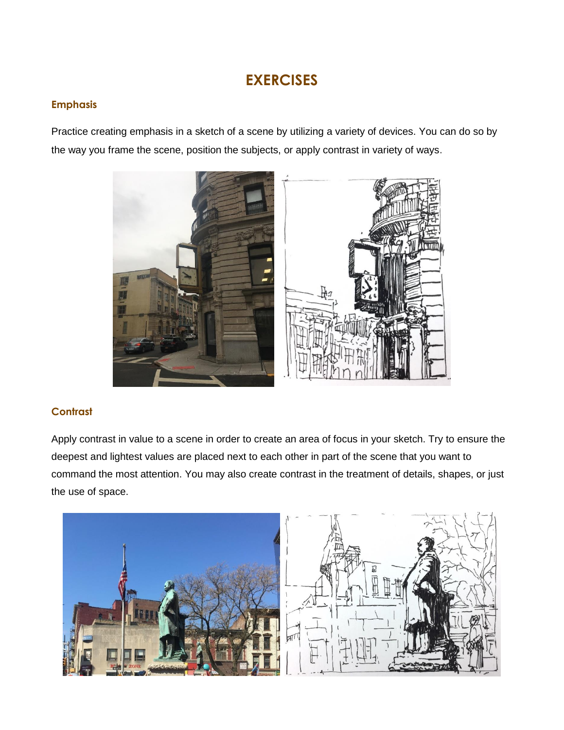# EXERCISES

## Emphasis

Practice creating emphasis in a sketch of a scene by utilizing a variety of devices. You can do so by the way you frame the scene, position the subjects, or apply contrast in variety of ways.

## Contrast

Apply contrast in value to a scene in order to create an area of focus in your sketch. Try to ensure the deepest and lightest values are placed next to each other in part of the scene that you want to command the most attention. You may also create contrast in the treatment of details, shapes, or just the use of space.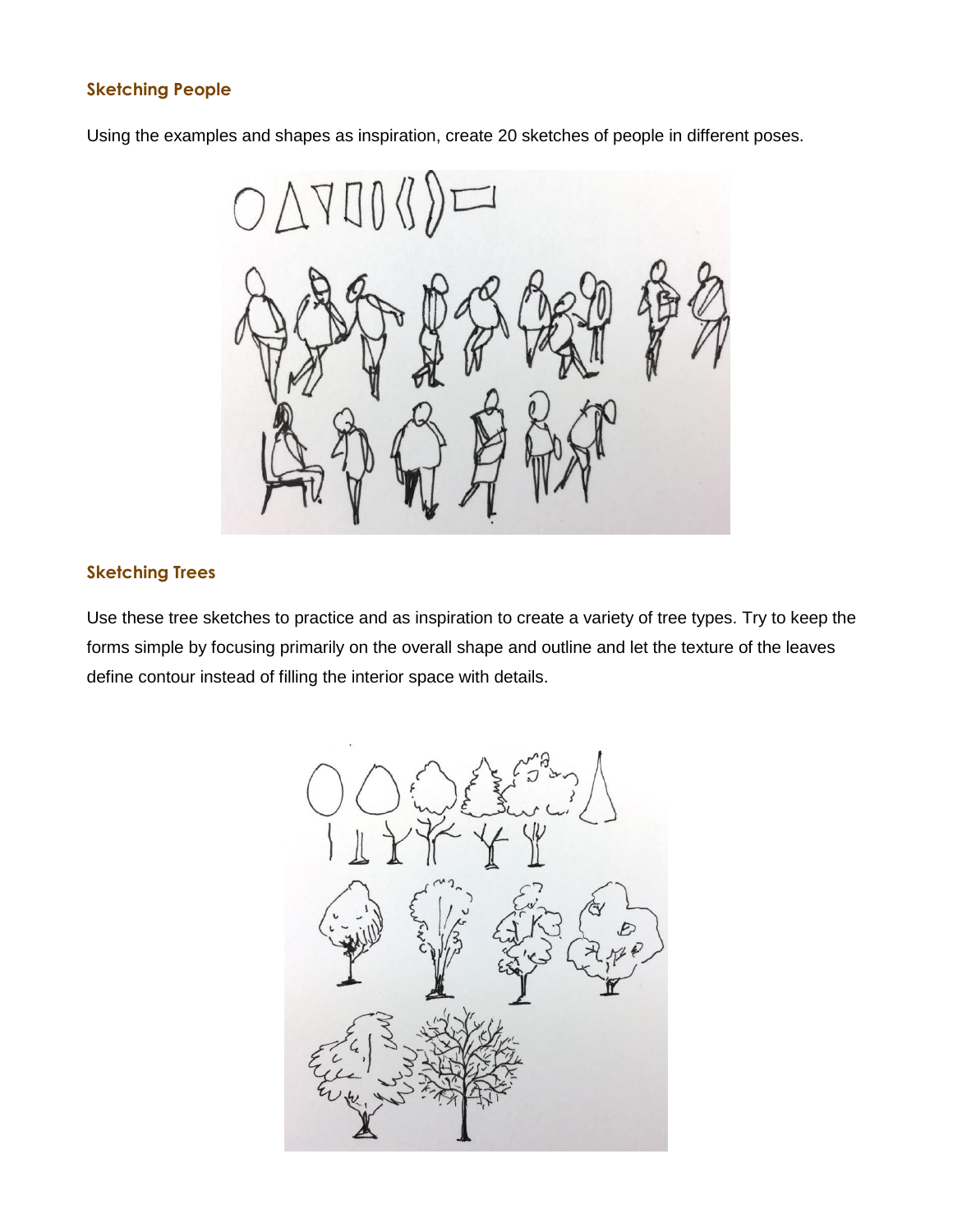### Sketching People

Using the examples and shapes as inspiration, create 20 sketches of people in different poses.

### Sketching Trees

Use these tree sketches to practice and as inspiration to create a variety of tree types. Try to keep the forms simple by focusing primarily on the overall shape and outline and let the texture of the leaves define contour instead of filling the interior space with details.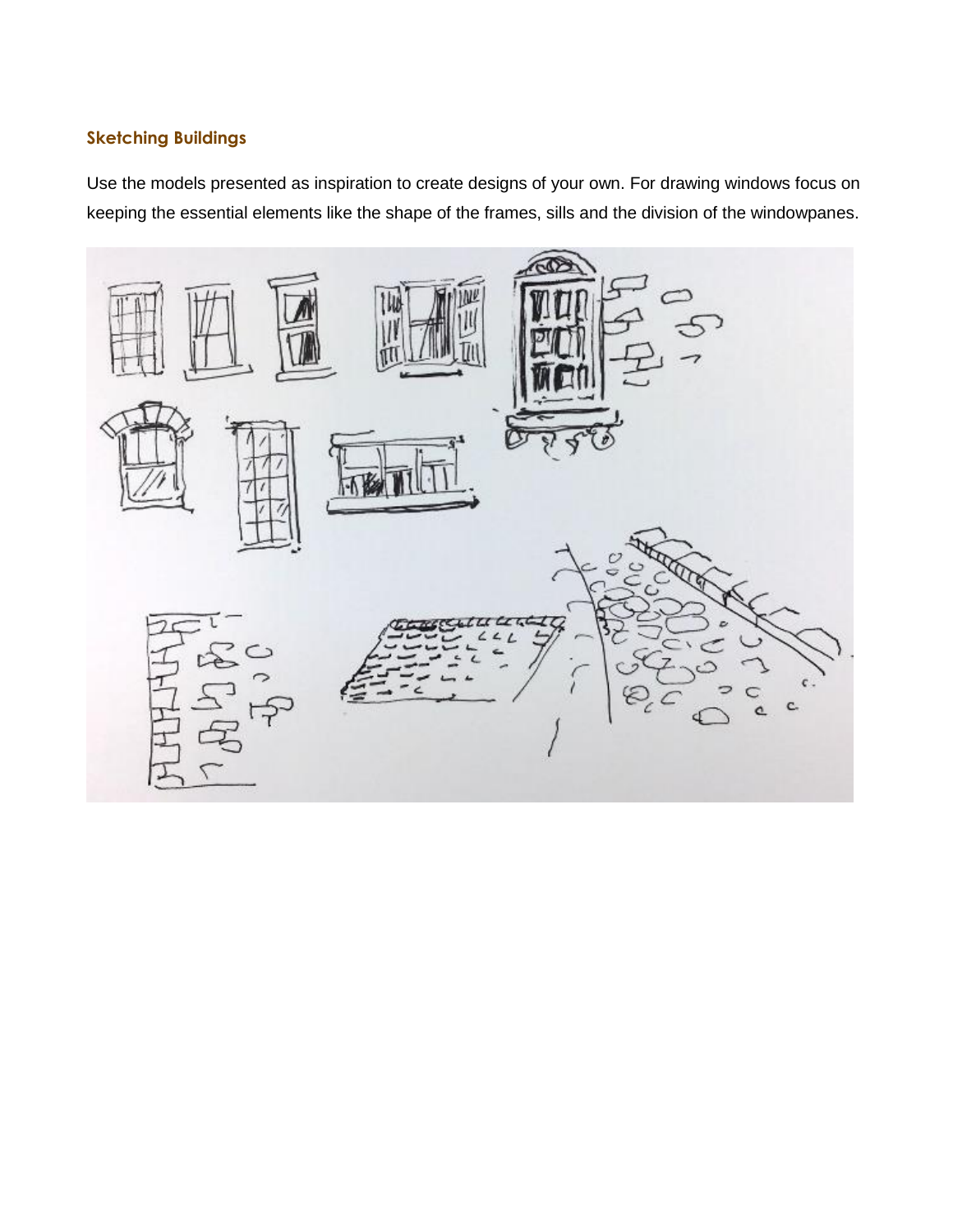### Sketching Buildings

Use the models presented as inspiration to create designs of your own. For drawing windows focus on keeping the essential elements like the shape of the frames, sills and the division of the windowpanes.